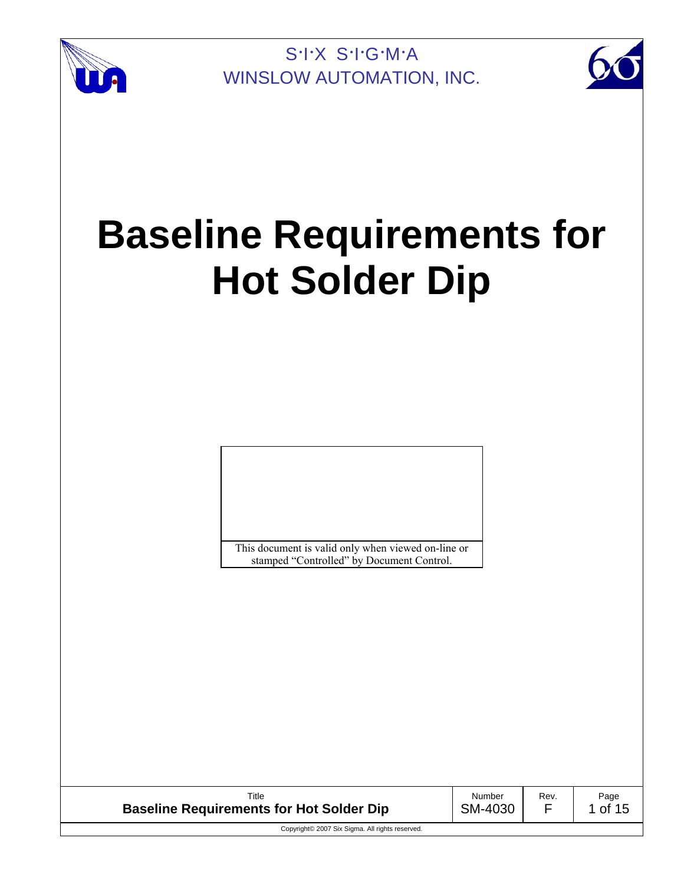S·I·X S·I·G·M·A
WINSLOW AUTOMATION, INC.

# Baseline Requirements for Hot Solder Dip

This document is valid only when viewed on-line or stamped "Controlled" by Document Control.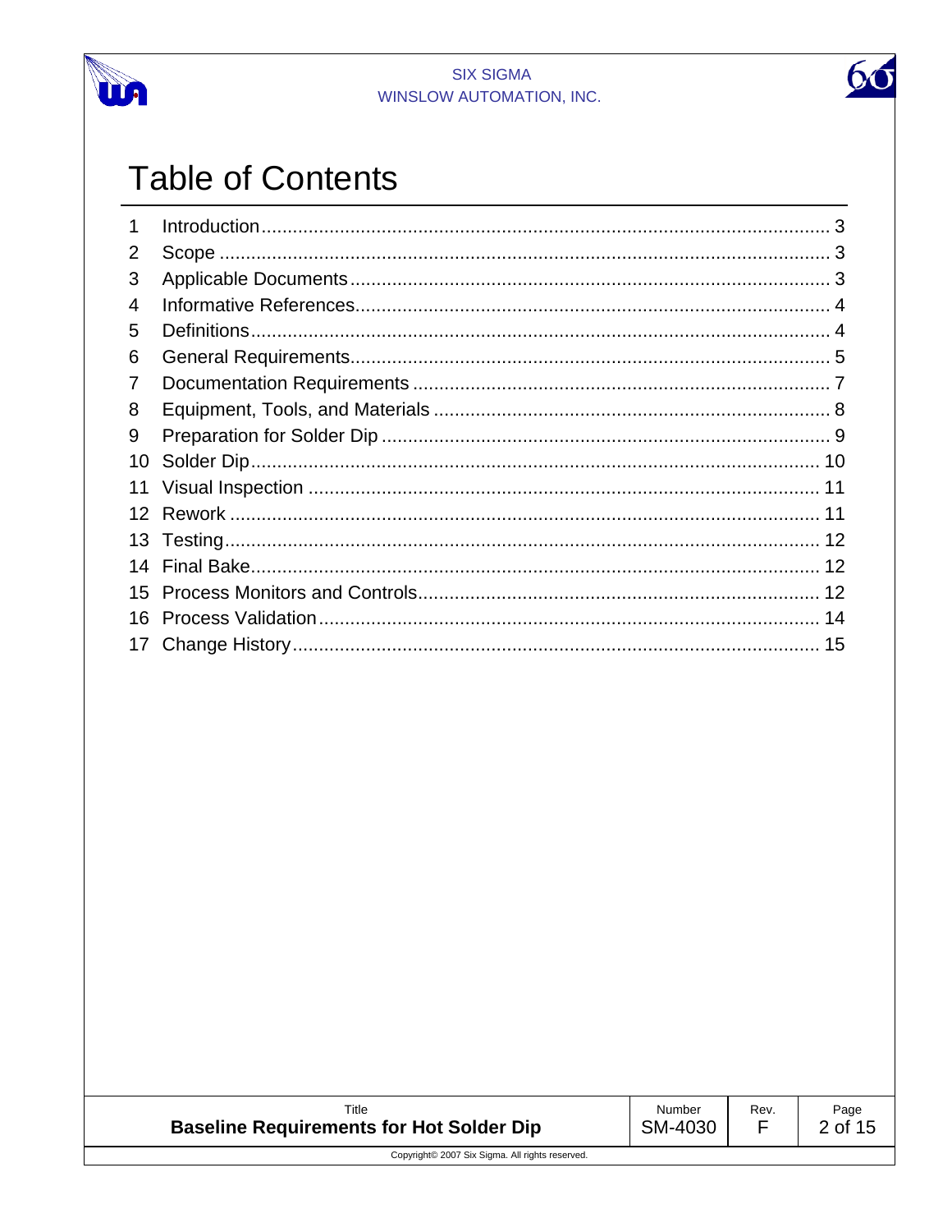# Table of Contents

| | | |
|---|---|---|
| 1 | Introduction | 3 |
| 2 | Scope | 3 |
| 3 | Applicable Documents | 3 |
| 4 | Informative References | 4 |
| 5 | Definitions | 4 |
| 6 | General Requirements | 5 |
| 7 | Documentation Requirements | 7 |
| 8 | Equipment, Tools, and Materials | 8 |
| 9 | Preparation for Solder Dip | 9 |
| 10 | Solder Dip | 10 |
| 11 | Visual Inspection | 11 |
| 12 | Rework | 11 |
| 13 | Testing | 12 |
| 14 | Final Bake | 12 |
| 15 | Process Monitors and Controls | 12 |
| 16 | Process Validation | 14 |
| 17 | Change History | 15 |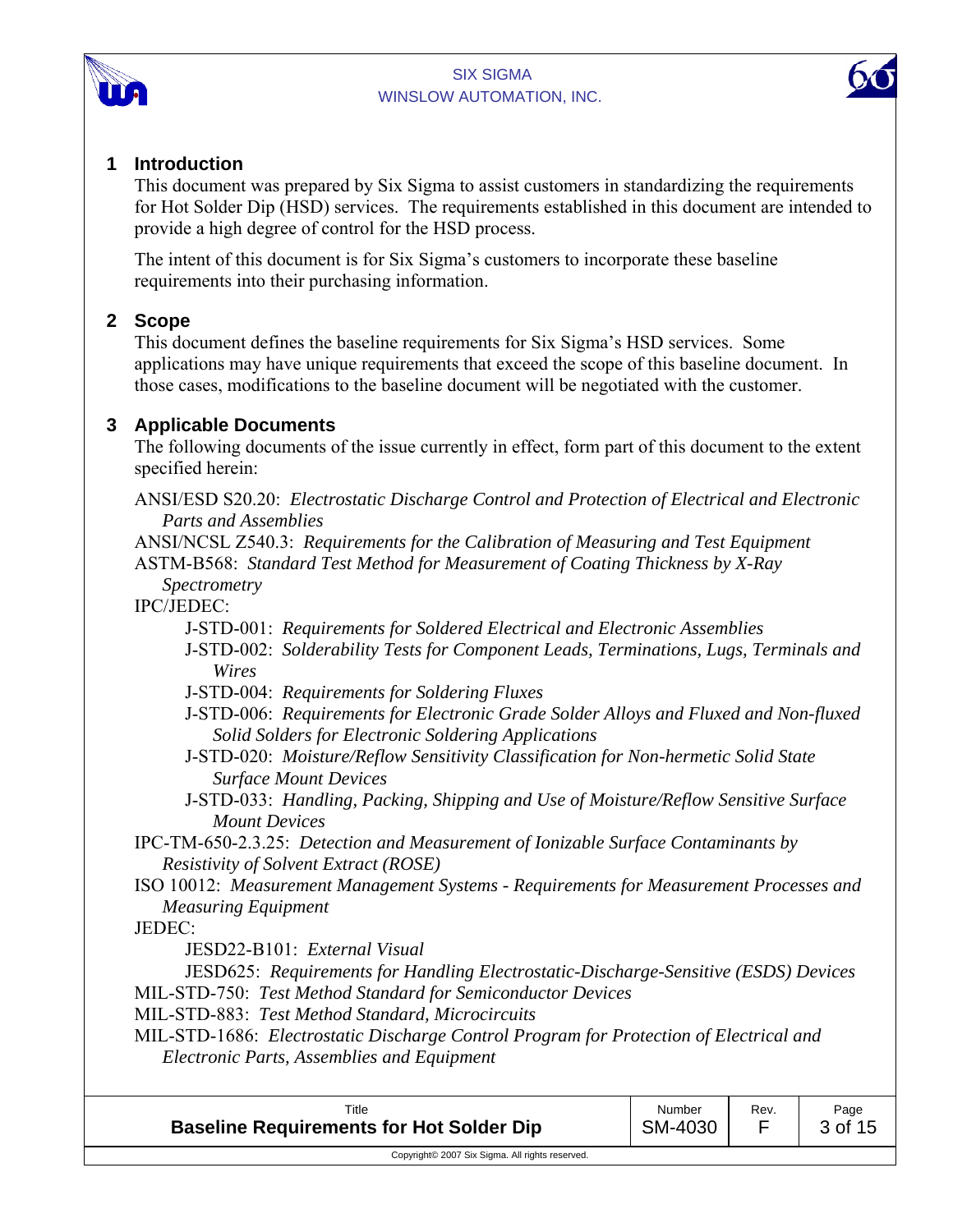## 1 Introduction

This document was prepared by Six Sigma to assist customers in standardizing the requirements for Hot Solder Dip (HSD) services. The requirements established in this document are intended to provide a high degree of control for the HSD process.

The intent of this document is for Six Sigma's customers to incorporate these baseline requirements into their purchasing information.

## 2 Scope

This document defines the baseline requirements for Six Sigma's HSD services. Some applications may have unique requirements that exceed the scope of this baseline document. In those cases, modifications to the baseline document will be negotiated with the customer.

## 3 Applicable Documents

The following documents of the issue currently in effect, form part of this document to the extent specified herein:

ANSI/ESD S20.20: *Electrostatic Discharge Control and Protection of Electrical and Electronic Parts and Assemblies*

ANSI/NCSL Z540.3: *Requirements for the Calibration of Measuring and Test Equipment*

ASTM-B568: *Standard Test Method for Measurement of Coating Thickness by X-Ray Spectrometry*

IPC/JEDEC:

- J-STD-001: *Requirements for Soldered Electrical and Electronic Assemblies*
- J-STD-002: *Solderability Tests for Component Leads, Terminations, Lugs, Terminals and Wires*
- J-STD-004: *Requirements for Soldering Fluxes*
- J-STD-006: *Requirements for Electronic Grade Solder Alloys and Fluxed and Non-fluxed Solid Solders for Electronic Soldering Applications*
- J-STD-020: *Moisture/Reflow Sensitivity Classification for Non-hermetic Solid State Surface Mount Devices*
- J-STD-033: *Handling, Packing, Shipping and Use of Moisture/Reflow Sensitive Surface Mount Devices*

IPC-TM-650-2.3.25: *Detection and Measurement of Ionizable Surface Contaminants by Resistivity of Solvent Extract (ROSE)*

ISO 10012: *Measurement Management Systems - Requirements for Measurement Processes and Measuring Equipment*

JEDEC:

- JESD22-B101: *External Visual*
- JESD625: *Requirements for Handling Electrostatic-Discharge-Sensitive (ESDS) Devices*

MIL-STD-750: *Test Method Standard for Semiconductor Devices*

MIL-STD-883: *Test Method Standard, Microcircuits*

MIL-STD-1686: *Electrostatic Discharge Control Program for Protection of Electrical and Electronic Parts, Assemblies and Equipment*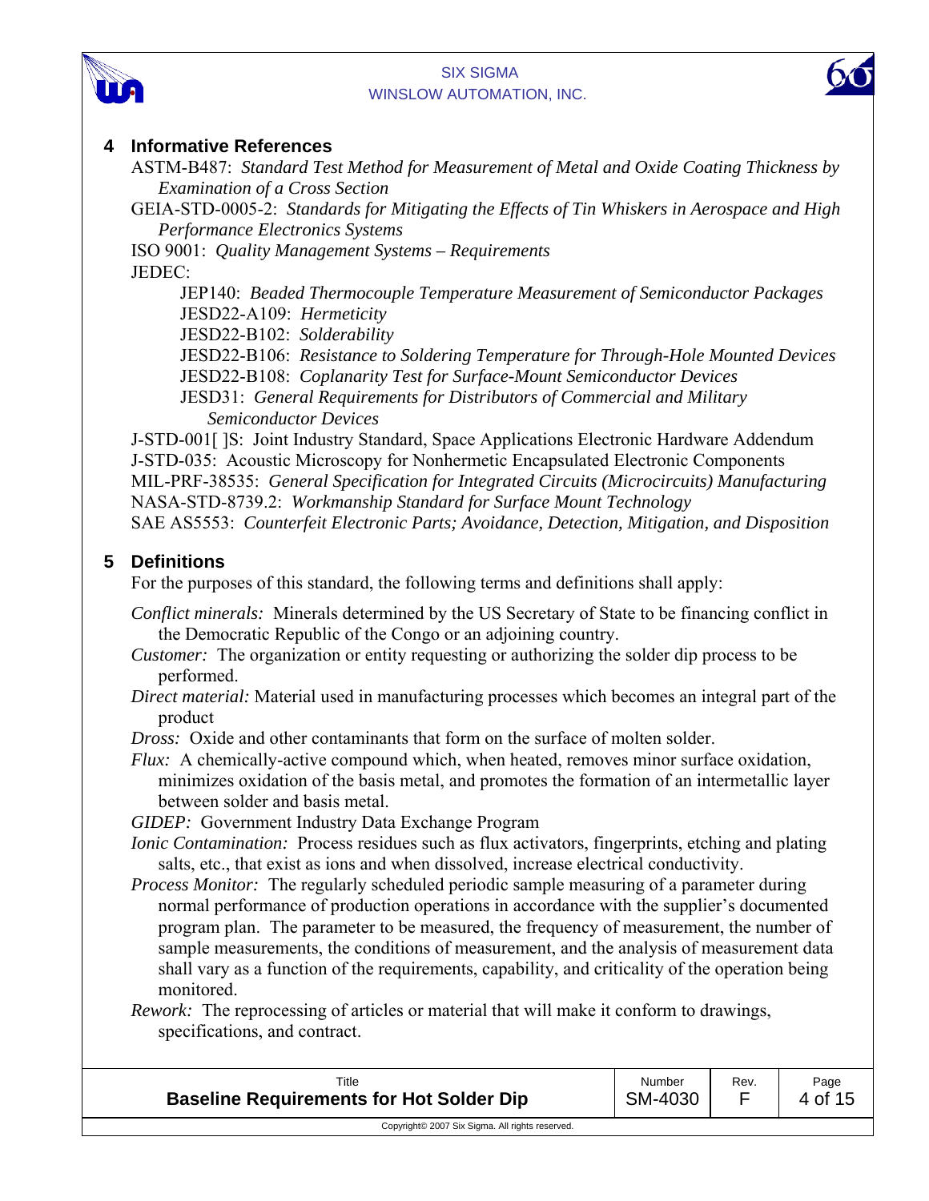## 4 Informative References

ASTM-B487: *Standard Test Method for Measurement of Metal and Oxide Coating Thickness by Examination of a Cross Section*

GEIA-STD-0005-2: *Standards for Mitigating the Effects of Tin Whiskers in Aerospace and High Performance Electronics Systems*

ISO 9001: *Quality Management Systems – Requirements*

JEDEC:

- JEP140: *Beaded Thermocouple Temperature Measurement of Semiconductor Packages*
- JESD22-A109: *Hermeticity*
- JESD22-B102: *Solderability*
- JESD22-B106: *Resistance to Soldering Temperature for Through-Hole Mounted Devices*
- JESD22-B108: *Coplanarity Test for Surface-Mount Semiconductor Devices*
- JESD31: *General Requirements for Distributors of Commercial and Military Semiconductor Devices*

J-STD-001[ ]S: Joint Industry Standard, Space Applications Electronic Hardware Addendum

J-STD-035: Acoustic Microscopy for Nonhermetic Encapsulated Electronic Components

MIL-PRF-38535: *General Specification for Integrated Circuits (Microcircuits) Manufacturing*

NASA-STD-8739.2: *Workmanship Standard for Surface Mount Technology*

SAE AS5553: *Counterfeit Electronic Parts; Avoidance, Detection, Mitigation, and Disposition*

## 5 Definitions

For the purposes of this standard, the following terms and definitions shall apply:

*Conflict minerals:* Minerals determined by the US Secretary of State to be financing conflict in the Democratic Republic of the Congo or an adjoining country.

*Customer:* The organization or entity requesting or authorizing the solder dip process to be performed.

*Direct material:* Material used in manufacturing processes which becomes an integral part of the product

*Dross:* Oxide and other contaminants that form on the surface of molten solder.

*Flux:* A chemically-active compound which, when heated, removes minor surface oxidation, minimizes oxidation of the basis metal, and promotes the formation of an intermetallic layer between solder and basis metal.

*GIDEP:* Government Industry Data Exchange Program

*Ionic Contamination:* Process residues such as flux activators, fingerprints, etching and plating salts, etc., that exist as ions and when dissolved, increase electrical conductivity.

*Process Monitor:* The regularly scheduled periodic sample measuring of a parameter during normal performance of production operations in accordance with the supplier's documented program plan. The parameter to be measured, the frequency of measurement, the number of sample measurements, the conditions of measurement, and the analysis of measurement data shall vary as a function of the requirements, capability, and criticality of the operation being monitored.

*Rework:* The reprocessing of articles or material that will make it conform to drawings, specifications, and contract.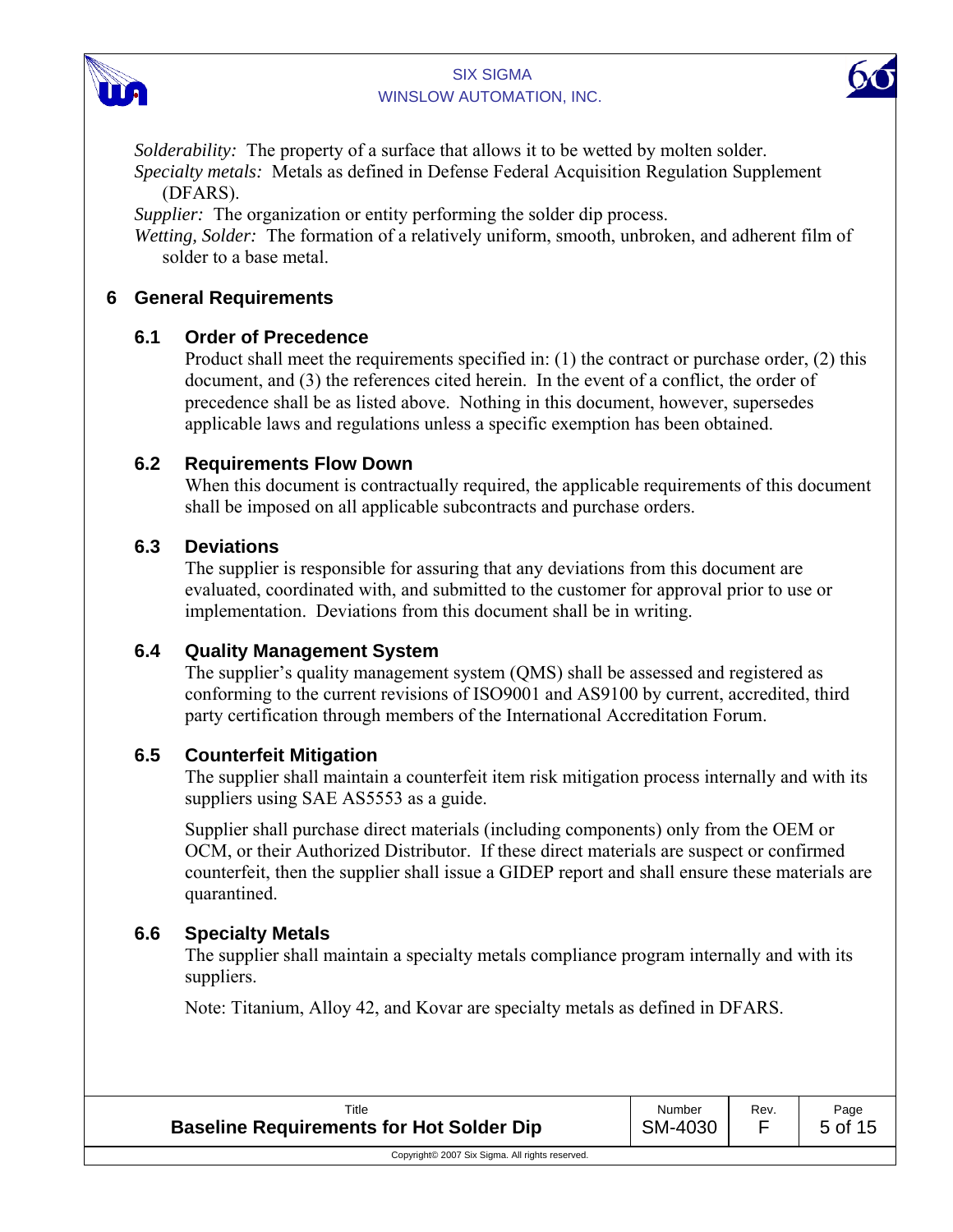*Solderability:* The property of a surface that allows it to be wetted by molten solder.

*Specialty metals:* Metals as defined in Defense Federal Acquisition Regulation Supplement (DFARS).

*Supplier:* The organization or entity performing the solder dip process.

*Wetting, Solder:* The formation of a relatively uniform, smooth, unbroken, and adherent film of solder to a base metal.

# 6 General Requirements

## 6.1 Order of Precedence

Product shall meet the requirements specified in: (1) the contract or purchase order, (2) this document, and (3) the references cited herein. In the event of a conflict, the order of precedence shall be as listed above. Nothing in this document, however, supersedes applicable laws and regulations unless a specific exemption has been obtained.

## 6.2 Requirements Flow Down

When this document is contractually required, the applicable requirements of this document shall be imposed on all applicable subcontracts and purchase orders.

## 6.3 Deviations

The supplier is responsible for assuring that any deviations from this document are evaluated, coordinated with, and submitted to the customer for approval prior to use or implementation. Deviations from this document shall be in writing.

## 6.4 Quality Management System

The supplier's quality management system (QMS) shall be assessed and registered as conforming to the current revisions of ISO9001 and AS9100 by current, accredited, third party certification through members of the International Accreditation Forum.

## 6.5 Counterfeit Mitigation

The supplier shall maintain a counterfeit item risk mitigation process internally and with its suppliers using SAE AS5553 as a guide.

Supplier shall purchase direct materials (including components) only from the OEM or OCM, or their Authorized Distributor. If these direct materials are suspect or confirmed counterfeit, then the supplier shall issue a GIDEP report and shall ensure these materials are quarantined.

## 6.6 Specialty Metals

The supplier shall maintain a specialty metals compliance program internally and with its suppliers.

Note: Titanium, Alloy 42, and Kovar are specialty metals as defined in DFARS.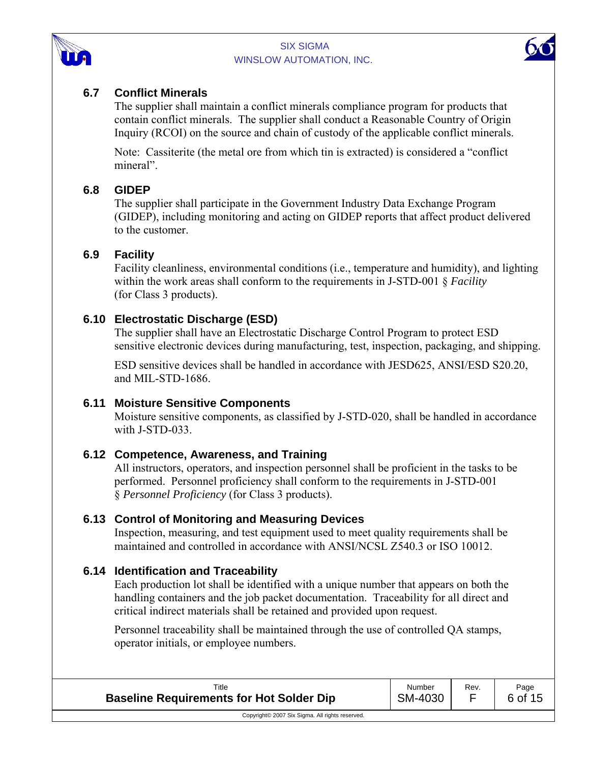### 6.7 Conflict Minerals

The supplier shall maintain a conflict minerals compliance program for products that contain conflict minerals. The supplier shall conduct a Reasonable Country of Origin Inquiry (RCOI) on the source and chain of custody of the applicable conflict minerals.

Note: Cassiterite (the metal ore from which tin is extracted) is considered a "conflict mineral".

### 6.8 GIDEP

The supplier shall participate in the Government Industry Data Exchange Program (GIDEP), including monitoring and acting on GIDEP reports that affect product delivered to the customer.

### 6.9 Facility

Facility cleanliness, environmental conditions (i.e., temperature and humidity), and lighting within the work areas shall conform to the requirements in J-STD-001 § *Facility* (for Class 3 products).

### 6.10 Electrostatic Discharge (ESD)

The supplier shall have an Electrostatic Discharge Control Program to protect ESD sensitive electronic devices during manufacturing, test, inspection, packaging, and shipping.

ESD sensitive devices shall be handled in accordance with JESD625, ANSI/ESD S20.20, and MIL-STD-1686.

### 6.11 Moisture Sensitive Components

Moisture sensitive components, as classified by J-STD-020, shall be handled in accordance with J-STD-033.

### 6.12 Competence, Awareness, and Training

All instructors, operators, and inspection personnel shall be proficient in the tasks to be performed. Personnel proficiency shall conform to the requirements in J-STD-001 § *Personnel Proficiency* (for Class 3 products).

### 6.13 Control of Monitoring and Measuring Devices

Inspection, measuring, and test equipment used to meet quality requirements shall be maintained and controlled in accordance with ANSI/NCSL Z540.3 or ISO 10012.

### 6.14 Identification and Traceability

Each production lot shall be identified with a unique number that appears on both the handling containers and the job packet documentation. Traceability for all direct and critical indirect materials shall be retained and provided upon request.

Personnel traceability shall be maintained through the use of controlled QA stamps, operator initials, or employee numbers.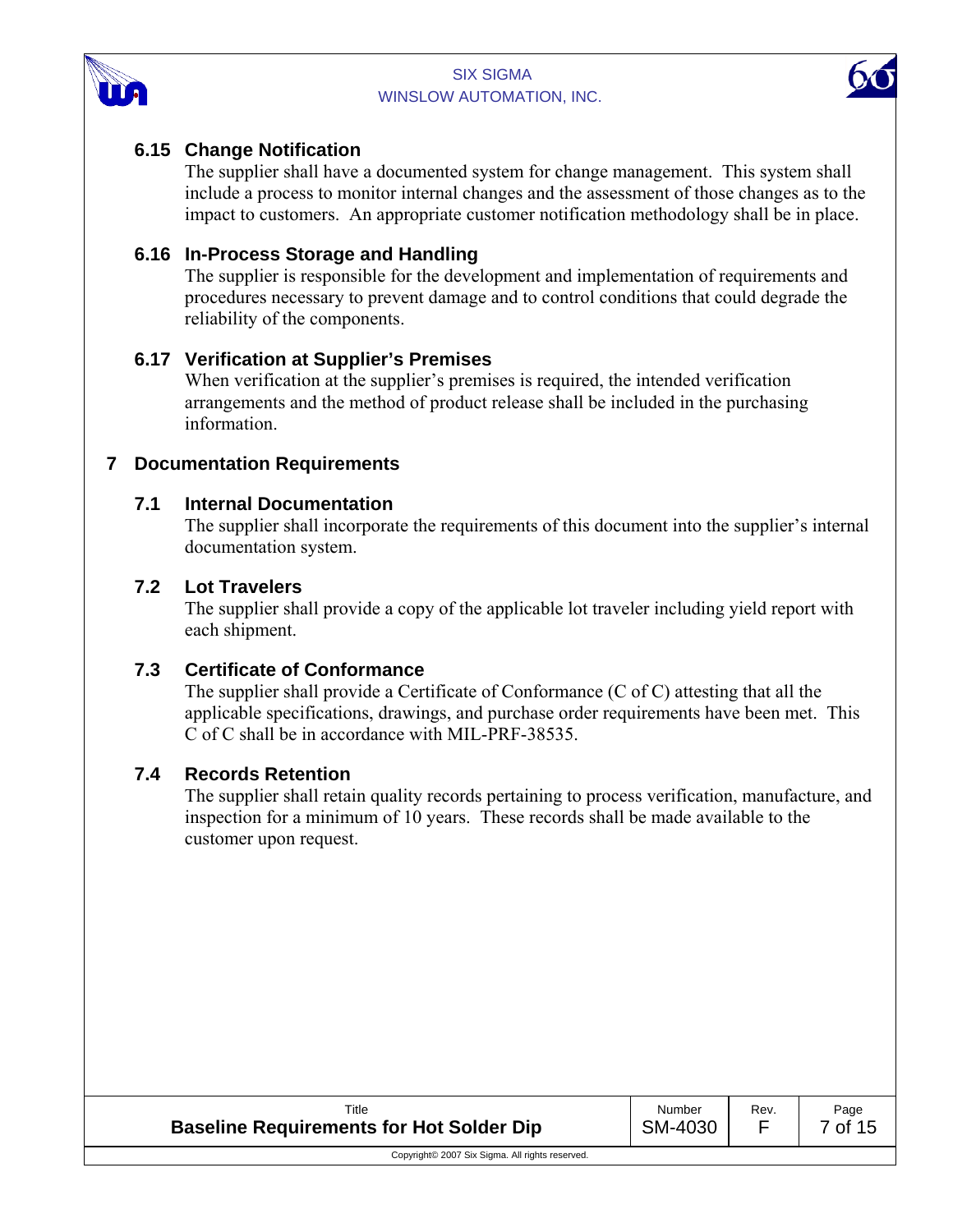### 6.15 Change Notification

The supplier shall have a documented system for change management. This system shall include a process to monitor internal changes and the assessment of those changes as to the impact to customers. An appropriate customer notification methodology shall be in place.

### 6.16 In-Process Storage and Handling

The supplier is responsible for the development and implementation of requirements and procedures necessary to prevent damage and to control conditions that could degrade the reliability of the components.

### 6.17 Verification at Supplier's Premises

When verification at the supplier's premises is required, the intended verification arrangements and the method of product release shall be included in the purchasing information.

## 7 Documentation Requirements

### 7.1 Internal Documentation

The supplier shall incorporate the requirements of this document into the supplier's internal documentation system.

### 7.2 Lot Travelers

The supplier shall provide a copy of the applicable lot traveler including yield report with each shipment.

### 7.3 Certificate of Conformance

The supplier shall provide a Certificate of Conformance (C of C) attesting that all the applicable specifications, drawings, and purchase order requirements have been met. This C of C shall be in accordance with MIL-PRF-38535.

### 7.4 Records Retention

The supplier shall retain quality records pertaining to process verification, manufacture, and inspection for a minimum of 10 years. These records shall be made available to the customer upon request.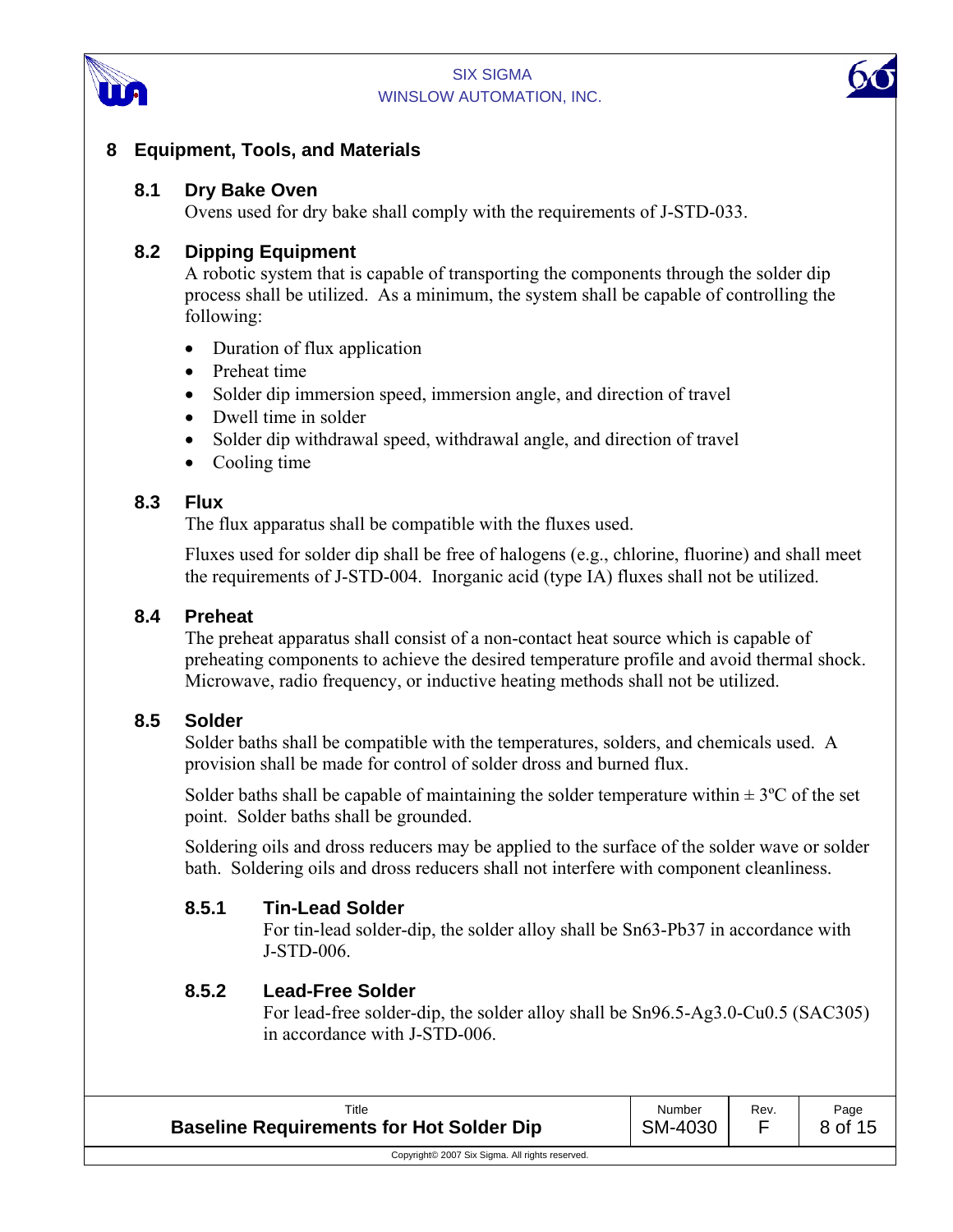## 8 Equipment, Tools, and Materials

### 8.1 Dry Bake Oven

Ovens used for dry bake shall comply with the requirements of J-STD-033.

### 8.2 Dipping Equipment

A robotic system that is capable of transporting the components through the solder dip process shall be utilized. As a minimum, the system shall be capable of controlling the following:

- Duration of flux application
- Preheat time
- Solder dip immersion speed, immersion angle, and direction of travel
- Dwell time in solder
- Solder dip withdrawal speed, withdrawal angle, and direction of travel
- Cooling time

### 8.3 Flux

The flux apparatus shall be compatible with the fluxes used.

Fluxes used for solder dip shall be free of halogens (e.g., chlorine, fluorine) and shall meet the requirements of J-STD-004. Inorganic acid (type IA) fluxes shall not be utilized.

### 8.4 Preheat

The preheat apparatus shall consist of a non-contact heat source which is capable of preheating components to achieve the desired temperature profile and avoid thermal shock. Microwave, radio frequency, or inductive heating methods shall not be utilized.

### 8.5 Solder

Solder baths shall be compatible with the temperatures, solders, and chemicals used. A provision shall be made for control of solder dross and burned flux.

Solder baths shall be capable of maintaining the solder temperature within ± 3ºC of the set point. Solder baths shall be grounded.

Soldering oils and dross reducers may be applied to the surface of the solder wave or solder bath. Soldering oils and dross reducers shall not interfere with component cleanliness.

#### 8.5.1 Tin-Lead Solder

For tin-lead solder-dip, the solder alloy shall be Sn63-Pb37 in accordance with J-STD-006.

#### 8.5.2 Lead-Free Solder

For lead-free solder-dip, the solder alloy shall be Sn96.5-Ag3.0-Cu0.5 (SAC305) in accordance with J-STD-006.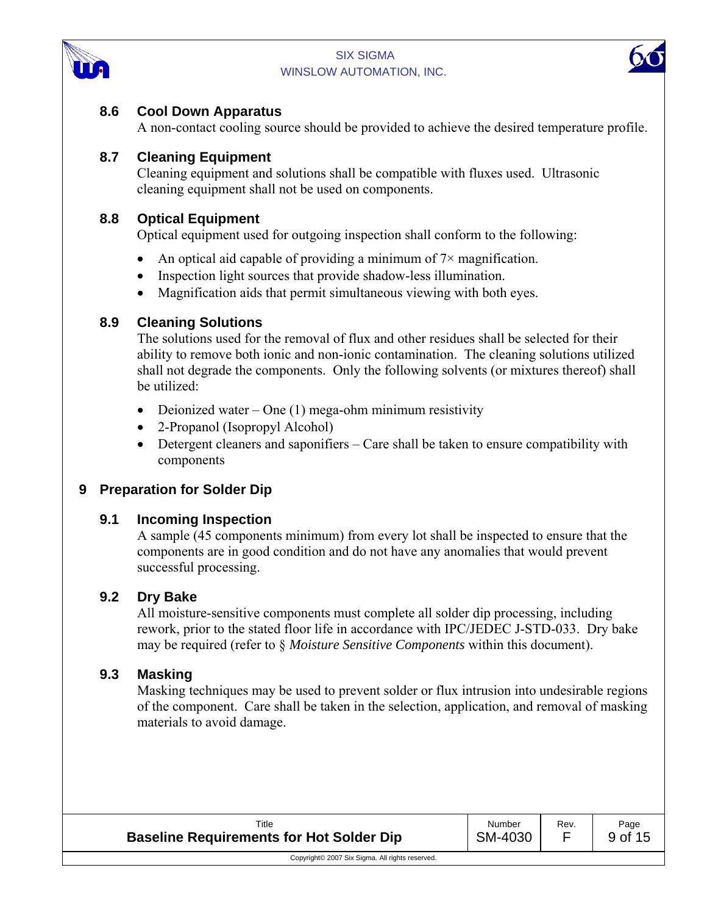### 8.6 Cool Down Apparatus

A non-contact cooling source should be provided to achieve the desired temperature profile.

### 8.7 Cleaning Equipment

Cleaning equipment and solutions shall be compatible with fluxes used. Ultrasonic cleaning equipment shall not be used on components.

### 8.8 Optical Equipment

Optical equipment used for outgoing inspection shall conform to the following:

- An optical aid capable of providing a minimum of 7× magnification.
- Inspection light sources that provide shadow-less illumination.
- Magnification aids that permit simultaneous viewing with both eyes.

### 8.9 Cleaning Solutions

The solutions used for the removal of flux and other residues shall be selected for their ability to remove both ionic and non-ionic contamination. The cleaning solutions utilized shall not degrade the components. Only the following solvents (or mixtures thereof) shall be utilized:

- Deionized water – One (1) mega-ohm minimum resistivity
- 2-Propanol (Isopropyl Alcohol)
- Detergent cleaners and saponifiers – Care shall be taken to ensure compatibility with components

## 9 Preparation for Solder Dip

### 9.1 Incoming Inspection

A sample (45 components minimum) from every lot shall be inspected to ensure that the components are in good condition and do not have any anomalies that would prevent successful processing.

### 9.2 Dry Bake

All moisture-sensitive components must complete all solder dip processing, including rework, prior to the stated floor life in accordance with IPC/JEDEC J-STD-033. Dry bake may be required (refer to § *Moisture Sensitive Components* within this document).

### 9.3 Masking

Masking techniques may be used to prevent solder or flux intrusion into undesirable regions of the component. Care shall be taken in the selection, application, and removal of masking materials to avoid damage.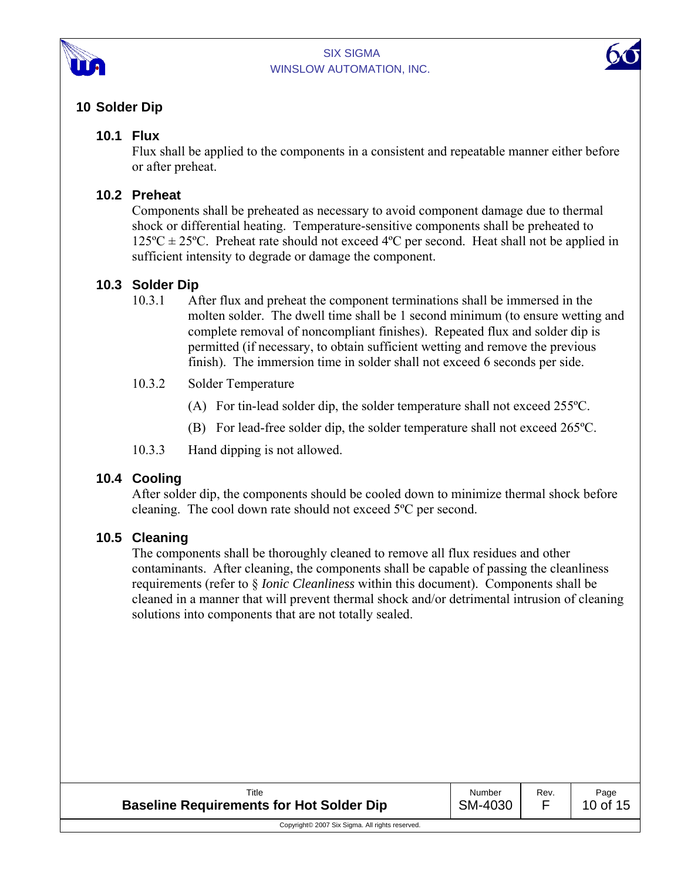# 10 Solder Dip

## 10.1 Flux

Flux shall be applied to the components in a consistent and repeatable manner either before or after preheat.

## 10.2 Preheat

Components shall be preheated as necessary to avoid component damage due to thermal shock or differential heating. Temperature-sensitive components shall be preheated to 125ºC ± 25ºC. Preheat rate should not exceed 4ºC per second. Heat shall not be applied in sufficient intensity to degrade or damage the component.

## 10.3 Solder Dip

10.3.1 After flux and preheat the component terminations shall be immersed in the molten solder. The dwell time shall be 1 second minimum (to ensure wetting and complete removal of noncompliant finishes). Repeated flux and solder dip is permitted (if necessary, to obtain sufficient wetting and remove the previous finish). The immersion time in solder shall not exceed 6 seconds per side.

10.3.2 Solder Temperature

(A) For tin-lead solder dip, the solder temperature shall not exceed 255ºC.

(B) For lead-free solder dip, the solder temperature shall not exceed 265ºC.

10.3.3 Hand dipping is not allowed.

## 10.4 Cooling

After solder dip, the components should be cooled down to minimize thermal shock before cleaning. The cool down rate should not exceed 5ºC per second.

## 10.5 Cleaning

The components shall be thoroughly cleaned to remove all flux residues and other contaminants. After cleaning, the components shall be capable of passing the cleanliness requirements (refer to § *Ionic Cleanliness* within this document). Components shall be cleaned in a manner that will prevent thermal shock and/or detrimental intrusion of cleaning solutions into components that are not totally sealed.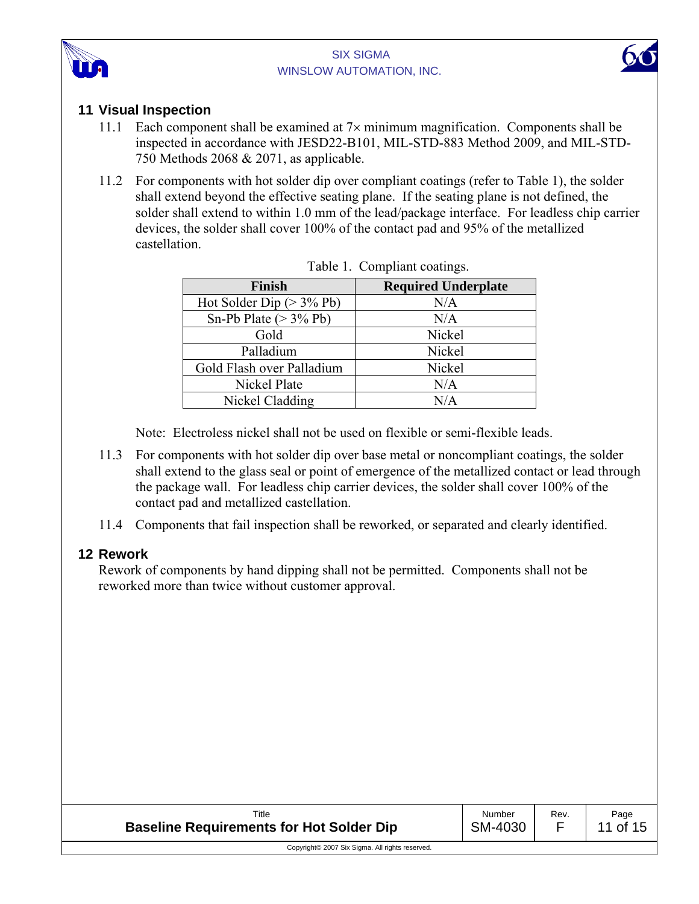## 11 Visual Inspection

11.1 Each component shall be examined at 7× minimum magnification. Components shall be inspected in accordance with JESD22-B101, MIL-STD-883 Method 2009, and MIL-STD-750 Methods 2068 & 2071, as applicable.

11.2 For components with hot solder dip over compliant coatings (refer to Table 1), the solder shall extend beyond the effective seating plane. If the seating plane is not defined, the solder shall extend to within 1.0 mm of the lead/package interface. For leadless chip carrier devices, the solder shall cover 100% of the contact pad and 95% of the metallized castellation.

Table 1. Compliant coatings.

| Finish | Required Underplate |
|---|---|
| Hot Solder Dip (> 3% Pb) | N/A |
| Sn-Pb Plate (> 3% Pb) | N/A |
| Gold | Nickel |
| Palladium | Nickel |
| Gold Flash over Palladium | Nickel |
| Nickel Plate | N/A |
| Nickel Cladding | N/A |

Note: Electroless nickel shall not be used on flexible or semi-flexible leads.

11.3 For components with hot solder dip over base metal or noncompliant coatings, the solder shall extend to the glass seal or point of emergence of the metallized contact or lead through the package wall. For leadless chip carrier devices, the solder shall cover 100% of the contact pad and metallized castellation.

11.4 Components that fail inspection shall be reworked, or separated and clearly identified.

## 12 Rework

Rework of components by hand dipping shall not be permitted. Components shall not be reworked more than twice without customer approval.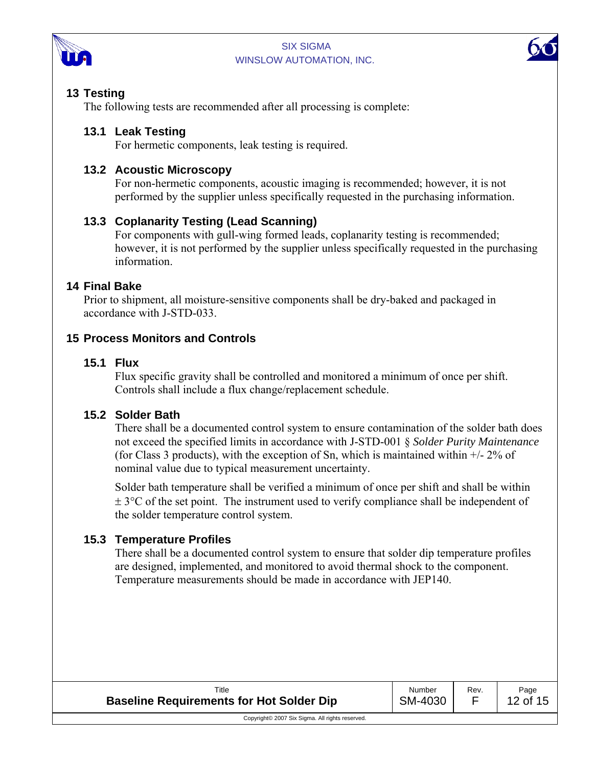## 13 Testing

The following tests are recommended after all processing is complete:

### 13.1 Leak Testing

For hermetic components, leak testing is required.

### 13.2 Acoustic Microscopy

For non-hermetic components, acoustic imaging is recommended; however, it is not performed by the supplier unless specifically requested in the purchasing information.

### 13.3 Coplanarity Testing (Lead Scanning)

For components with gull-wing formed leads, coplanarity testing is recommended; however, it is not performed by the supplier unless specifically requested in the purchasing information.

## 14 Final Bake

Prior to shipment, all moisture-sensitive components shall be dry-baked and packaged in accordance with J-STD-033.

## 15 Process Monitors and Controls

### 15.1 Flux

Flux specific gravity shall be controlled and monitored a minimum of once per shift. Controls shall include a flux change/replacement schedule.

### 15.2 Solder Bath

There shall be a documented control system to ensure contamination of the solder bath does not exceed the specified limits in accordance with J-STD-001 § *Solder Purity Maintenance* (for Class 3 products), with the exception of Sn, which is maintained within +/- 2% of nominal value due to typical measurement uncertainty.

Solder bath temperature shall be verified a minimum of once per shift and shall be within ± 3°C of the set point. The instrument used to verify compliance shall be independent of the solder temperature control system.

### 15.3 Temperature Profiles

There shall be a documented control system to ensure that solder dip temperature profiles are designed, implemented, and monitored to avoid thermal shock to the component. Temperature measurements should be made in accordance with JEP140.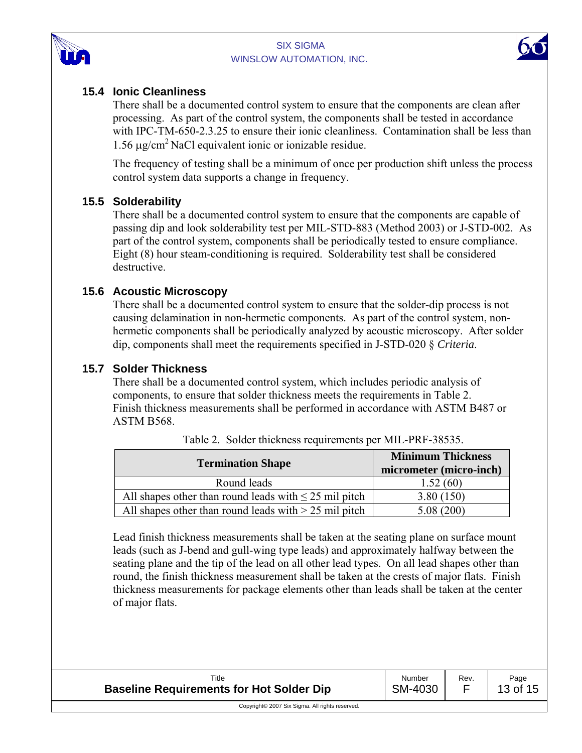### 15.4 Ionic Cleanliness

There shall be a documented control system to ensure that the components are clean after processing. As part of the control system, the components shall be tested in accordance with IPC-TM-650-2.3.25 to ensure their ionic cleanliness. Contamination shall be less than 1.56 μg/cm$^2$ NaCl equivalent ionic or ionizable residue.

The frequency of testing shall be a minimum of once per production shift unless the process control system data supports a change in frequency.

### 15.5 Solderability

There shall be a documented control system to ensure that the components are capable of passing dip and look solderability test per MIL-STD-883 (Method 2003) or J-STD-002. As part of the control system, components shall be periodically tested to ensure compliance. Eight (8) hour steam-conditioning is required. Solderability test shall be considered destructive.

### 15.6 Acoustic Microscopy

There shall be a documented control system to ensure that the solder-dip process is not causing delamination in non-hermetic components. As part of the control system, non-hermetic components shall be periodically analyzed by acoustic microscopy. After solder dip, components shall meet the requirements specified in J-STD-020 § *Criteria*.

### 15.7 Solder Thickness

There shall be a documented control system, which includes periodic analysis of components, to ensure that solder thickness meets the requirements in Table 2. Finish thickness measurements shall be performed in accordance with ASTM B487 or ASTM B568.

Table 2. Solder thickness requirements per MIL-PRF-38535.

| Termination Shape | Minimum Thickness micrometer (micro-inch) |
|---|---|
| Round leads | 1.52 (60) |
| All shapes other than round leads with ≤ 25 mil pitch | 3.80 (150) |
| All shapes other than round leads with > 25 mil pitch | 5.08 (200) |

Lead finish thickness measurements shall be taken at the seating plane on surface mount leads (such as J-bend and gull-wing type leads) and approximately halfway between the seating plane and the tip of the lead on all other lead types. On all lead shapes other than round, the finish thickness measurement shall be taken at the crests of major flats. Finish thickness measurements for package elements other than leads shall be taken at the center of major flats.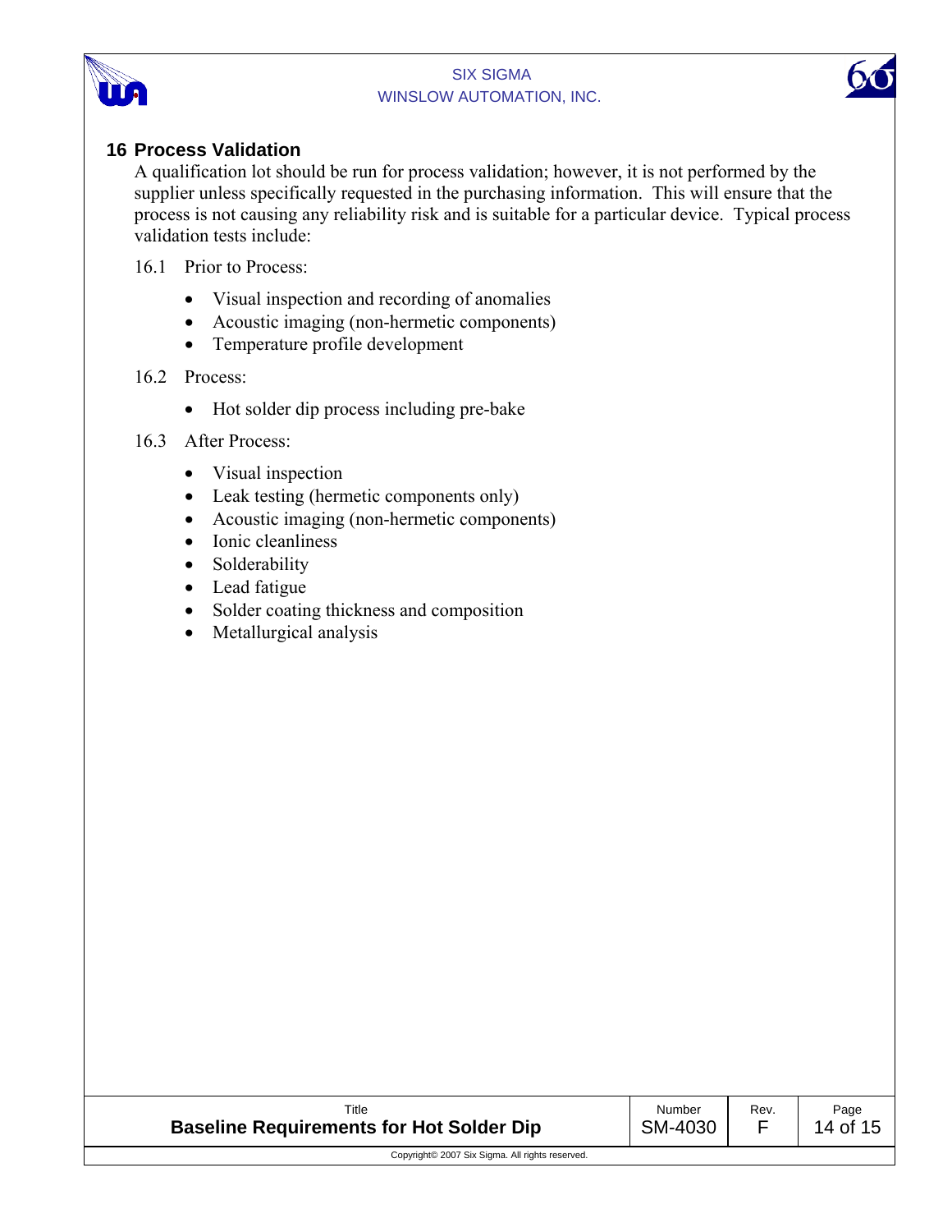## 16 Process Validation

A qualification lot should be run for process validation; however, it is not performed by the supplier unless specifically requested in the purchasing information. This will ensure that the process is not causing any reliability risk and is suitable for a particular device. Typical process validation tests include:

16.1 Prior to Process:

- Visual inspection and recording of anomalies
- Acoustic imaging (non-hermetic components)
- Temperature profile development

16.2 Process:

- Hot solder dip process including pre-bake

16.3 After Process:

- Visual inspection
- Leak testing (hermetic components only)
- Acoustic imaging (non-hermetic components)
- Ionic cleanliness
- Solderability
- Lead fatigue
- Solder coating thickness and composition
- Metallurgical analysis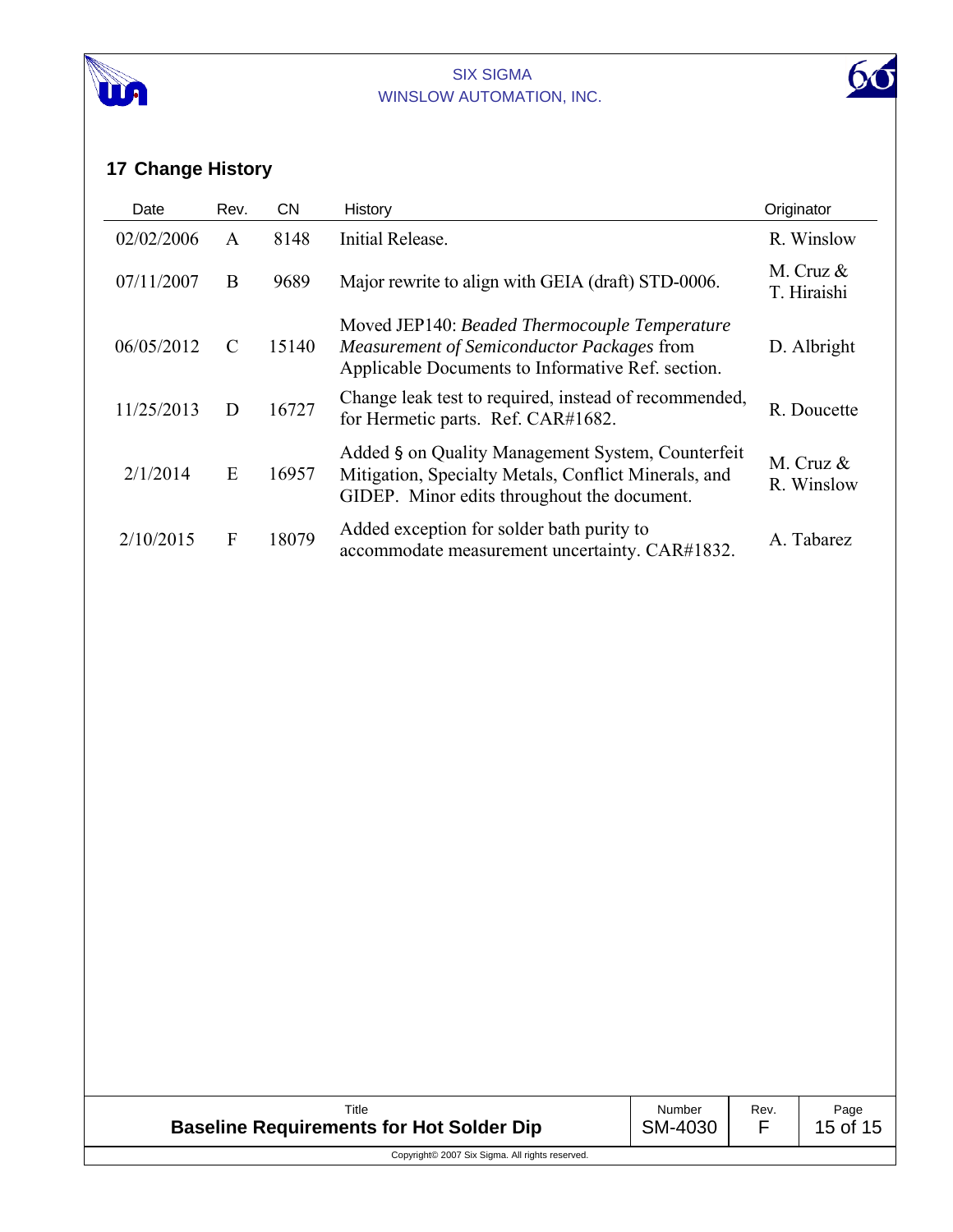## 17 Change History

| Date | Rev. | CN | History | Originator |
|---|---|---|---|---|
| 02/02/2006 | A | 8148 | Initial Release. | R. Winslow |
| 07/11/2007 | B | 9689 | Major rewrite to align with GEIA (draft) STD-0006. | M. Cruz & T. Hiraishi |
| 06/05/2012 | C | 15140 | Moved JEP140: *Beaded Thermocouple Temperature Measurement of Semiconductor Packages* from Applicable Documents to Informative Ref. section. | D. Albright |
| 11/25/2013 | D | 16727 | Change leak test to required, instead of recommended, for Hermetic parts. Ref. CAR#1682. | R. Doucette |
| 2/1/2014 | E | 16957 | Added § on Quality Management System, Counterfeit Mitigation, Specialty Metals, Conflict Minerals, and GIDEP. Minor edits throughout the document. | M. Cruz & R. Winslow |
| 2/10/2015 | F | 18079 | Added exception for solder bath purity to accommodate measurement uncertainty. CAR#1832. | A. Tabarez |